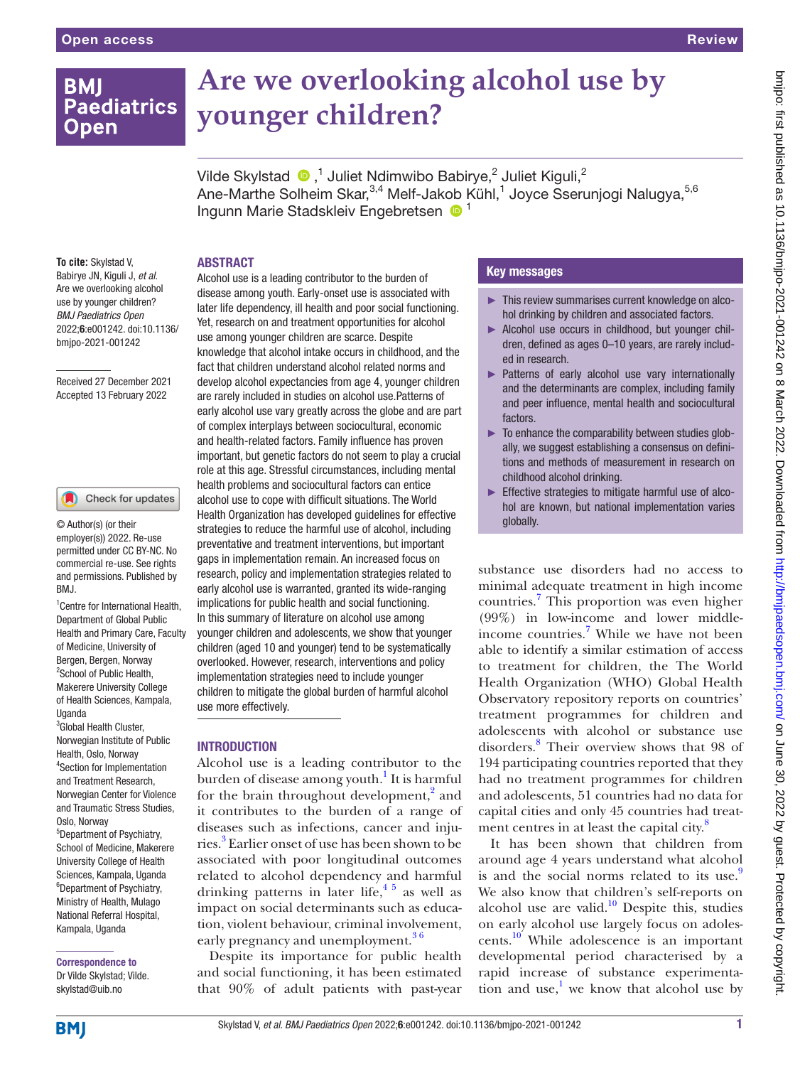# Are we overlooking alcohol use by younger children?

Vilde Skylstad ,[1] Juliet Ndimwibo Babirye,[2] Juliet Kiguli,[2] Ane-Marthe Solheim Skar,[3,4] Melf-Jakob Kühl,[1] Joyce Sserunjogi Nalugya,[5,6] Ingunn Marie Stadskleiv Engebretsen [1]

**To cite:** Skylstad V, Babirye JN, Kiguli J, *et al*. Are we overlooking alcohol use by younger children? *BMJ Paediatrics Open* 2022;**6**:e001242. doi:10.1136/bmjpo-2021-001242

Received 27 December 2021
Accepted 13 February 2022

© Author(s) (or their employer(s)) 2022. Re-use permitted under CC BY-NC. No commercial re-use. See rights and permissions. Published by BMJ.

[1]Centre for International Health, Department of Global Public Health and Primary Care, Faculty of Medicine, University of Bergen, Bergen, Bergen, Norway
[2]School of Public Health, Makerere University College of Health Sciences, Kampala, Uganda
[3]Global Health Cluster, Norwegian Institute of Public Health, Oslo, Norway
[4]Section for Implementation and Treatment Research, Norwegian Center for Violence and Traumatic Stress Studies, Oslo, Norway
[5]Department of Psychiatry, School of Medicine, Makerere University College of Health Sciences, Kampala, Uganda
[6]Department of Psychiatry, Ministry of Health, Mulago National Referral Hospital, Kampala, Uganda

**Correspondence to**
Dr Vilde Skylstad; Vilde.skylstad@uib.no

## ABSTRACT

Alcohol use is a leading contributor to the burden of disease among youth. Early-onset use is associated with later life dependency, ill health and poor social functioning. Yet, research on and treatment opportunities for alcohol use among younger children are scarce. Despite knowledge that alcohol intake occurs in childhood, and the fact that children understand alcohol related norms and develop alcohol expectancies from age 4, younger children are rarely included in studies on alcohol use.Patterns of early alcohol use vary greatly across the globe and are part of complex interplays between sociocultural, economic and health-related factors. Family influence has proven important, but genetic factors do not seem to play a crucial role at this age. Stressful circumstances, including mental health problems and sociocultural factors can entice alcohol use to cope with difficult situations. The World Health Organization has developed guidelines for effective strategies to reduce the harmful use of alcohol, including preventative and treatment interventions, but important gaps in implementation remain. An increased focus on research, policy and implementation strategies related to early alcohol use is warranted, granted its wide-ranging implications for public health and social functioning. In this summary of literature on alcohol use among younger children and adolescents, we show that younger children (aged 10 and younger) tend to be systematically overlooked. However, research, interventions and policy implementation strategies need to include younger children to mitigate the global burden of harmful alcohol use more effectively.

### Key messages

- This review summarises current knowledge on alcohol drinking by children and associated factors.
- Alcohol use occurs in childhood, but younger children, defined as ages 0–10 years, are rarely included in research.
- Patterns of early alcohol use vary internationally and the determinants are complex, including family and peer influence, mental health and sociocultural factors.
- To enhance the comparability between studies globally, we suggest establishing a consensus on definitions and methods of measurement in research on childhood alcohol drinking.
- Effective strategies to mitigate harmful use of alcohol are known, but national implementation varies globally.

## INTRODUCTION

Alcohol use is a leading contributor to the burden of disease among youth.[1] It is harmful for the brain throughout development,[2] and it contributes to the burden of a range of diseases such as infections, cancer and injuries.[3] Earlier onset of use has been shown to be associated with poor longitudinal outcomes related to alcohol dependency and harmful drinking patterns in later life,[4,5] as well as impact on social determinants such as education, violent behaviour, criminal involvement, early pregnancy and unemployment.[3,6]

Despite its importance for public health and social functioning, it has been estimated that 90% of adult patients with past-year substance use disorders had no access to minimal adequate treatment in high income countries.[7] This proportion was even higher (99%) in low-income and lower middle-income countries.[7] While we have not been able to identify a similar estimation of access to treatment for children, the The World Health Organization (WHO) Global Health Observatory repository reports on countries' treatment programmes for children and adolescents with alcohol or substance use disorders.[8] Their overview shows that 98 of 194 participating countries reported that they had no treatment programmes for children and adolescents, 51 countries had no data for capital cities and only 45 countries had treatment centres in at least the capital city.[8]

It has been shown that children from around age 4 years understand what alcohol is and the social norms related to its use.[9] We also know that children's self-reports on alcohol use are valid.[10] Despite this, studies on early alcohol use largely focus on adolescents.[10] While adolescence is an important developmental period characterised by a rapid increase of substance experimentation and use,[1] we know that alcohol use by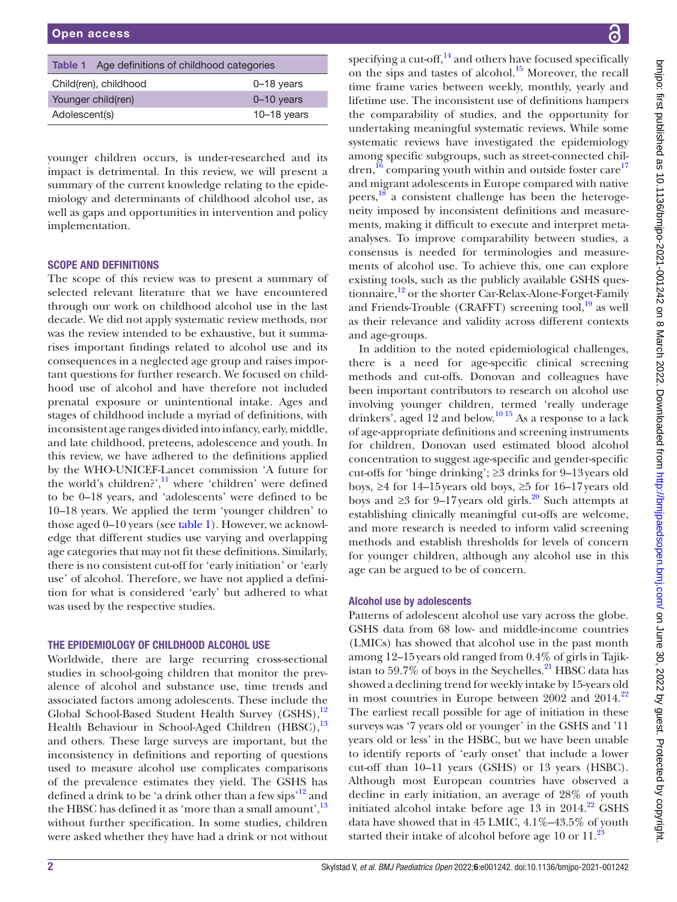Table 1 Age definitions of childhood categories

| | |
|---|---|
| Child(ren), childhood | 0–18 years |
| Younger child(ren) | 0–10 years |
| Adolescent(s) | 10–18 years |

younger children occurs, is under-researched and its impact is detrimental. In this review, we will present a summary of the current knowledge relating to the epidemiology and determinants of childhood alcohol use, as well as gaps and opportunities in intervention and policy implementation.

## SCOPE AND DEFINITIONS

The scope of this review was to present a summary of selected relevant literature that we have encountered through our work on childhood alcohol use in the last decade. We did not apply systematic review methods, nor was the review intended to be exhaustive, but it summarises important findings related to alcohol use and its consequences in a neglected age group and raises important questions for further research. We focused on childhood use of alcohol and have therefore not included prenatal exposure or unintentional intake. Ages and stages of childhood include a myriad of definitions, with inconsistent age ranges divided into infancy, early, middle, and late childhood, preteens, adolescence and youth. In this review, we have adhered to the definitions applied by the WHO-UNICEF-Lancet commission 'A future for the world's children?',[11] where 'children' were defined to be 0–18 years, and 'adolescents' were defined to be 10–18 years. We applied the term 'younger children' to those aged 0–10 years (see table 1). However, we acknowledge that different studies use varying and overlapping age categories that may not fit these definitions. Similarly, there is no consistent cut-off for 'early initiation' or 'early use' of alcohol. Therefore, we have not applied a definition for what is considered 'early' but adhered to what was used by the respective studies.

## THE EPIDEMIOLOGY OF CHILDHOOD ALCOHOL USE

Worldwide, there are large recurring cross-sectional studies in school-going children that monitor the prevalence of alcohol and substance use, time trends and associated factors among adolescents. These include the Global School-Based Student Health Survey (GSHS),[12] Health Behaviour in School-Aged Children (HBSC),[13] and others. These large surveys are important, but the inconsistency in definitions and reporting of questions used to measure alcohol use complicates comparisons of the prevalence estimates they yield. The GSHS has defined a drink to be 'a drink other than a few sips'[12] and the HBSC has defined it as 'more than a small amount',[13] without further specification. In some studies, children were asked whether they have had a drink or not without specifying a cut-off,[14] and others have focused specifically on the sips and tastes of alcohol.[15] Moreover, the recall time frame varies between weekly, monthly, yearly and lifetime use. The inconsistent use of definitions hampers the comparability of studies, and the opportunity for undertaking meaningful systematic reviews. While some systematic reviews have investigated the epidemiology among specific subgroups, such as street-connected children,[16] comparing youth within and outside foster care[17] and migrant adolescents in Europe compared with native peers,[18] a consistent challenge has been the heterogeneity imposed by inconsistent definitions and measurements, making it difficult to execute and interpret meta-analyses. To improve comparability between studies, a consensus is needed for terminologies and measurements of alcohol use. To achieve this, one can explore existing tools, such as the publicly available GSHS questionnaire,[12] or the shorter Car-Relax-Alone-Forget-Family and Friends-Trouble (CRAFFT) screening tool,[19] as well as their relevance and validity across different contexts and age-groups.

In addition to the noted epidemiological challenges, there is a need for age-specific clinical screening methods and cut-offs. Donovan and colleagues have been important contributors to research on alcohol use involving younger children, termed 'really underage drinkers', aged 12 and below.[10,15] As a response to a lack of age-appropriate definitions and screening instruments for children, Donovan used estimated blood alcohol concentration to suggest age-specific and gender-specific cut-offs for 'binge drinking'; ≥3 drinks for 9–13 years old boys, ≥4 for 14–15 years old boys, ≥5 for 16–17 years old boys and ≥3 for 9–17 years old girls.[20] Such attempts at establishing clinically meaningful cut-offs are welcome, and more research is needed to inform valid screening methods and establish thresholds for levels of concern for younger children, although any alcohol use in this age can be argued to be of concern.

### Alcohol use by adolescents

Patterns of adolescent alcohol use vary across the globe. GSHS data from 68 low- and middle-income countries (LMICs) has showed that alcohol use in the past month among 12–15 years old ranged from 0.4% of girls in Tajikistan to 59.7% of boys in the Seychelles.[21] HBSC data has showed a declining trend for weekly intake by 15-years old in most countries in Europe between 2002 and 2014.[22] The earliest recall possible for age of initiation in these surveys was '7 years old or younger' in the GSHS and '11 years old or less' in the HSBC, but we have been unable to identify reports of 'early onset' that include a lower cut-off than 10–11 years (GSHS) or 13 years (HSBC). Although most European countries have observed a decline in early initiation, an average of 28% of youth initiated alcohol intake before age 13 in 2014.[22] GSHS data have showed that in 45 LMIC, 4.1%–43.5% of youth started their intake of alcohol before age 10 or 11.[23]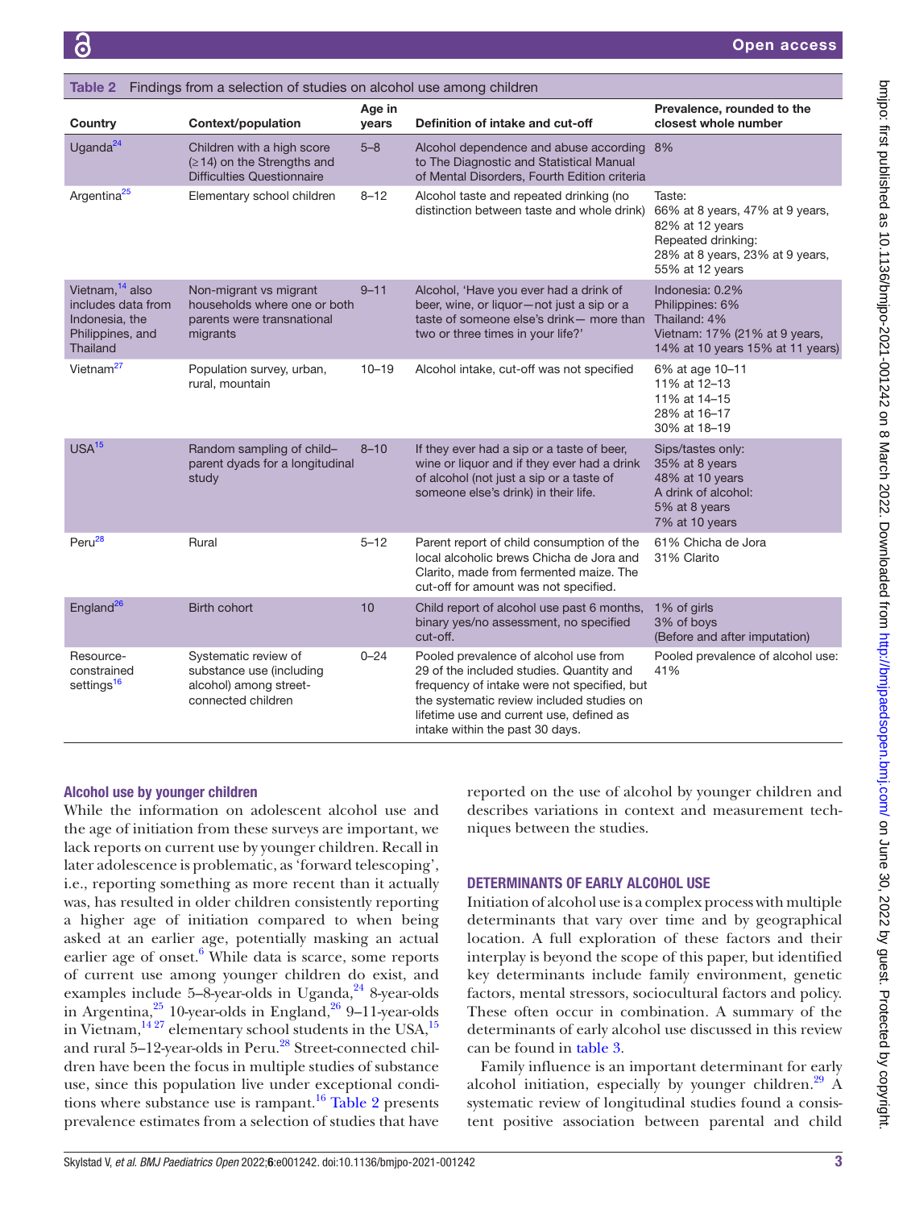**Table 2** Findings from a selection of studies on alcohol use among children

| Country | Context/population | Age in years | Definition of intake and cut-off | Prevalence, rounded to the closest whole number |
|---|---|---|---|---|
| Uganda[24] | Children with a high score (≥14) on the Strengths and Difficulties Questionnaire | 5–8 | Alcohol dependence and abuse according to The Diagnostic and Statistical Manual of Mental Disorders, Fourth Edition criteria | 8% |
| Argentina[25] | Elementary school children | 8–12 | Alcohol taste and repeated drinking (no distinction between taste and whole drink) | Taste: 66% at 8 years, 47% at 9 years, 82% at 12 years Repeated drinking: 28% at 8 years, 23% at 9 years, 55% at 12 years |
| Vietnam,[14] also includes data from Indonesia, the Philippines, and Thailand | Non-migrant vs migrant households where one or both parents were transnational migrants | 9–11 | Alcohol, 'Have you ever had a drink of beer, wine, or liquor—not just a sip or a taste of someone else's drink— more than two or three times in your life?' | Indonesia: 0.2% Philippines: 6% Thailand: 4% Vietnam: 17% (21% at 9 years, 14% at 10 years 15% at 11 years) |
| Vietnam[27] | Population survey, urban, rural, mountain | 10–19 | Alcohol intake, cut-off was not specified | 6% at age 10–11 11% at 12–13 11% at 14–15 28% at 16–17 30% at 18–19 |
| USA[15] | Random sampling of child–parent dyads for a longitudinal study | 8–10 | If they ever had a sip or a taste of beer, wine or liquor and if they ever had a drink of alcohol (not just a sip or a taste of someone else's drink) in their life. | Sips/tastes only: 35% at 8 years 48% at 10 years A drink of alcohol: 5% at 8 years 7% at 10 years |
| Peru[28] | Rural | 5–12 | Parent report of child consumption of the local alcoholic brews Chicha de Jora and Clarito, made from fermented maize. The cut-off for amount was not specified. | 61% Chicha de Jora 31% Clarito |
| England[26] | Birth cohort | 10 | Child report of alcohol use past 6 months, binary yes/no assessment, no specified cut-off. | 1% of girls 3% of boys (Before and after imputation) |
| Resource-constrained settings[16] | Systematic review of substance use (including alcohol) among street-connected children | 0–24 | Pooled prevalence of alcohol use from 29 of the included studies. Quantity and frequency of intake were not specified, but the systematic review included studies on lifetime use and current use, defined as intake within the past 30 days. | Pooled prevalence of alcohol use: 41% |

### Alcohol use by younger children

While the information on adolescent alcohol use and the age of initiation from these surveys are important, we lack reports on current use by younger children. Recall in later adolescence is problematic, as 'forward telescoping', i.e., reporting something as more recent than it actually was, has resulted in older children consistently reporting a higher age of initiation compared to when being asked at an earlier age, potentially masking an actual earlier age of onset.[6] While data is scarce, some reports of current use among younger children do exist, and examples include 5–8-year-olds in Uganda,[24] 8-year-olds in Argentina,[25] 10-year-olds in England,[26] 9–11-year-olds in Vietnam,[14 27] elementary school students in the USA,[15] and rural 5–12-year-olds in Peru.[28] Street-connected children have been the focus in multiple studies of substance use, since this population live under exceptional conditions where substance use is rampant.[16] Table 2 presents prevalence estimates from a selection of studies that have reported on the use of alcohol by younger children and describes variations in context and measurement techniques between the studies.

## DETERMINANTS OF EARLY ALCOHOL USE

Initiation of alcohol use is a complex process with multiple determinants that vary over time and by geographical location. A full exploration of these factors and their interplay is beyond the scope of this paper, but identified key determinants include family environment, genetic factors, mental stressors, sociocultural factors and policy. These often occur in combination. A summary of the determinants of early alcohol use discussed in this review can be found in table 3.

Family influence is an important determinant for early alcohol initiation, especially by younger children.[29] A systematic review of longitudinal studies found a consistent positive association between parental and child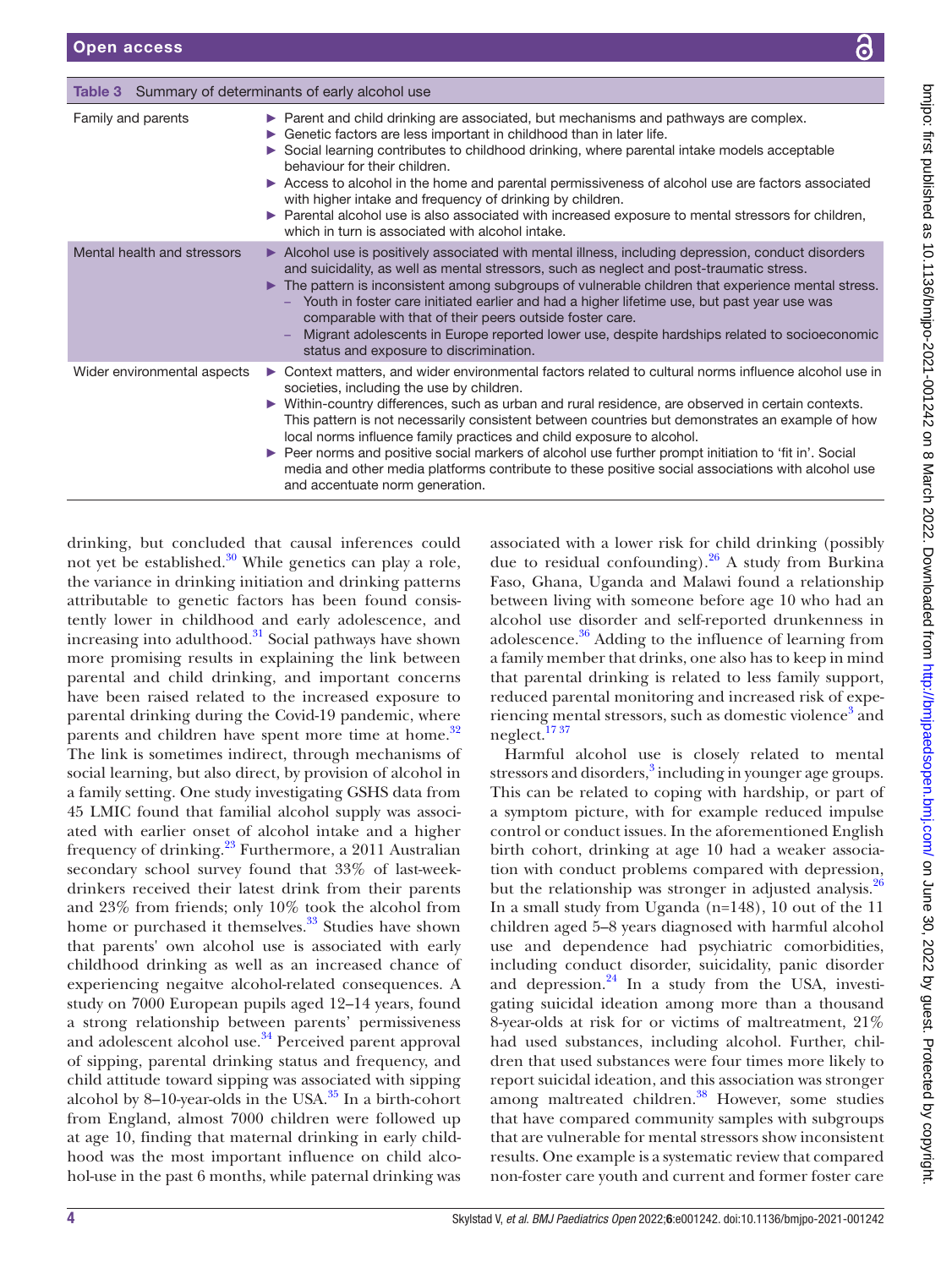Table 3 Summary of determinants of early alcohol use

| | |
|---|---|
| Family and parents | ► Parent and child drinking are associated, but mechanisms and pathways are complex.<br>► Genetic factors are less important in childhood than in later life.<br>► Social learning contributes to childhood drinking, where parental intake models acceptable behaviour for their children.<br>► Access to alcohol in the home and parental permissiveness of alcohol use are factors associated with higher intake and frequency of drinking by children.<br>► Parental alcohol use is also associated with increased exposure to mental stressors for children, which in turn is associated with alcohol intake. |
| Mental health and stressors | ► Alcohol use is positively associated with mental illness, including depression, conduct disorders and suicidality, as well as mental stressors, such as neglect and post-traumatic stress.<br>► The pattern is inconsistent among subgroups of vulnerable children that experience mental stress.<br>– Youth in foster care initiated earlier and had a higher lifetime use, but past year use was comparable with that of their peers outside foster care.<br>– Migrant adolescents in Europe reported lower use, despite hardships related to socioeconomic status and exposure to discrimination. |
| Wider environmental aspects | ► Context matters, and wider environmental factors related to cultural norms influence alcohol use in societies, including the use by children.<br>► Within-country differences, such as urban and rural residence, are observed in certain contexts. This pattern is not necessarily consistent between countries but demonstrates an example of how local norms influence family practices and child exposure to alcohol.<br>► Peer norms and positive social markers of alcohol use further prompt initiation to 'fit in'. Social media and other media platforms contribute to these positive social associations with alcohol use and accentuate norm generation. |

drinking, but concluded that causal inferences could not yet be established.[30] While genetics can play a role, the variance in drinking initiation and drinking patterns attributable to genetic factors has been found consistently lower in childhood and early adolescence, and increasing into adulthood.[31] Social pathways have shown more promising results in explaining the link between parental and child drinking, and important concerns have been raised related to the increased exposure to parental drinking during the Covid-19 pandemic, where parents and children have spent more time at home.[32] The link is sometimes indirect, through mechanisms of social learning, but also direct, by provision of alcohol in a family setting. One study investigating GSHS data from 45 LMIC found that familial alcohol supply was associated with earlier onset of alcohol intake and a higher frequency of drinking.[23] Furthermore, a 2011 Australian secondary school survey found that 33% of last-week-drinkers received their latest drink from their parents and 23% from friends; only 10% took the alcohol from home or purchased it themselves.[33] Studies have shown that parents' own alcohol use is associated with early childhood drinking as well as an increased chance of experiencing negaitve alcohol-related consequences. A study on 7000 European pupils aged 12–14 years, found a strong relationship between parents' permissiveness and adolescent alcohol use.[34] Perceived parent approval of sipping, parental drinking status and frequency, and child attitude toward sipping was associated with sipping alcohol by 8–10-year-olds in the USA.[35] In a birth-cohort from England, almost 7000 children were followed up at age 10, finding that maternal drinking in early childhood was the most important influence on child alcohol-use in the past 6 months, while paternal drinking was associated with a lower risk for child drinking (possibly due to residual confounding).[26] A study from Burkina Faso, Ghana, Uganda and Malawi found a relationship between living with someone before age 10 who had an alcohol use disorder and self-reported drunkenness in adolescence.[36] Adding to the influence of learning from a family member that drinks, one also has to keep in mind that parental drinking is related to less family support, reduced parental monitoring and increased risk of experiencing mental stressors, such as domestic violence[3] and neglect.[17,37]

Harmful alcohol use is closely related to mental stressors and disorders,[3] including in younger age groups. This can be related to coping with hardship, or part of a symptom picture, with for example reduced impulse control or conduct issues. In the aforementioned English birth cohort, drinking at age 10 had a weaker association with conduct problems compared with depression, but the relationship was stronger in adjusted analysis.[26] In a small study from Uganda (n=148), 10 out of the 11 children aged 5–8 years diagnosed with harmful alcohol use and dependence had psychiatric comorbidities, including conduct disorder, suicidality, panic disorder and depression.[24] In a study from the USA, investigating suicidal ideation among more than a thousand 8-year-olds at risk for or victims of maltreatment, 21% had used substances, including alcohol. Further, children that used substances were four times more likely to report suicidal ideation, and this association was stronger among maltreated children.[38] However, some studies that have compared community samples with subgroups that are vulnerable for mental stressors show inconsistent results. One example is a systematic review that compared non-foster care youth and current and former foster care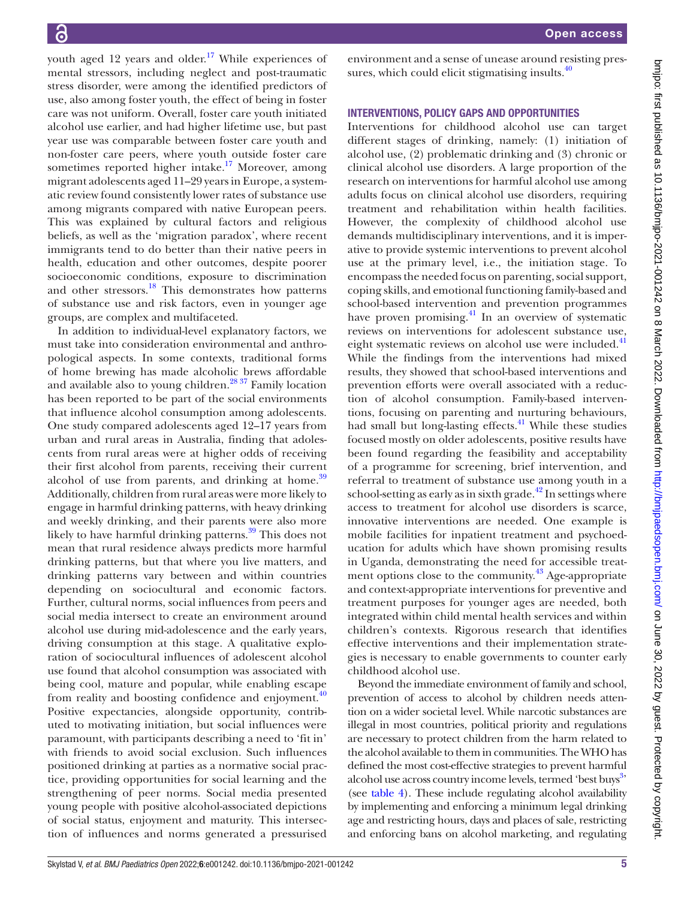youth aged 12 years and older.[17] While experiences of mental stressors, including neglect and post-traumatic stress disorder, were among the identified predictors of use, also among foster youth, the effect of being in foster care was not uniform. Overall, foster care youth initiated alcohol use earlier, and had higher lifetime use, but past year use was comparable between foster care youth and non-foster care peers, where youth outside foster care sometimes reported higher intake.[17] Moreover, among migrant adolescents aged 11–29 years in Europe, a systematic review found consistently lower rates of substance use among migrants compared with native European peers. This was explained by cultural factors and religious beliefs, as well as the 'migration paradox', where recent immigrants tend to do better than their native peers in health, education and other outcomes, despite poorer socioeconomic conditions, exposure to discrimination and other stressors.[18] This demonstrates how patterns of substance use and risk factors, even in younger age groups, are complex and multifaceted.

In addition to individual-level explanatory factors, we must take into consideration environmental and anthropological aspects. In some contexts, traditional forms of home brewing has made alcoholic brews affordable and available also to young children.[28 37] Family location has been reported to be part of the social environments that influence alcohol consumption among adolescents. One study compared adolescents aged 12–17 years from urban and rural areas in Australia, finding that adolescents from rural areas were at higher odds of receiving their first alcohol from parents, receiving their current alcohol of use from parents, and drinking at home.[39] Additionally, children from rural areas were more likely to engage in harmful drinking patterns, with heavy drinking and weekly drinking, and their parents were also more likely to have harmful drinking patterns.[39] This does not mean that rural residence always predicts more harmful drinking patterns, but that where you live matters, and drinking patterns vary between and within countries depending on sociocultural and economic factors. Further, cultural norms, social influences from peers and social media intersect to create an environment around alcohol use during mid-adolescence and the early years, driving consumption at this stage. A qualitative exploration of sociocultural influences of adolescent alcohol use found that alcohol consumption was associated with being cool, mature and popular, while enabling escape from reality and boosting confidence and enjoyment.[40] Positive expectancies, alongside opportunity, contributed to motivating initiation, but social influences were paramount, with participants describing a need to 'fit in' with friends to avoid social exclusion. Such influences positioned drinking at parties as a normative social practice, providing opportunities for social learning and the strengthening of peer norms. Social media presented young people with positive alcohol-associated depictions of social status, enjoyment and maturity. This intersection of influences and norms generated a pressurised environment and a sense of unease around resisting pressures, which could elicit stigmatising insults.[40]

## INTERVENTIONS, POLICY GAPS AND OPPORTUNITIES

Interventions for childhood alcohol use can target different stages of drinking, namely: (1) initiation of alcohol use, (2) problematic drinking and (3) chronic or clinical alcohol use disorders. A large proportion of the research on interventions for harmful alcohol use among adults focus on clinical alcohol use disorders, requiring treatment and rehabilitation within health facilities. However, the complexity of childhood alcohol use demands multidisciplinary interventions, and it is imperative to provide systemic interventions to prevent alcohol use at the primary level, i.e., the initiation stage. To encompass the needed focus on parenting, social support, coping skills, and emotional functioning family-based and school-based intervention and prevention programmes have proven promising.[41] In an overview of systematic reviews on interventions for adolescent substance use, eight systematic reviews on alcohol use were included.[41] While the findings from the interventions had mixed results, they showed that school-based interventions and prevention efforts were overall associated with a reduction of alcohol consumption. Family-based interventions, focusing on parenting and nurturing behaviours, had small but long-lasting effects.[41] While these studies focused mostly on older adolescents, positive results have been found regarding the feasibility and acceptability of a programme for screening, brief intervention, and referral to treatment of substance use among youth in a school-setting as early as in sixth grade.[42] In settings where access to treatment for alcohol use disorders is scarce, innovative interventions are needed. One example is mobile facilities for inpatient treatment and psychoeducation for adults which have shown promising results in Uganda, demonstrating the need for accessible treatment options close to the community.[43] Age-appropriate and context-appropriate interventions for preventive and treatment purposes for younger ages are needed, both integrated within child mental health services and within children's contexts. Rigorous research that identifies effective interventions and their implementation strategies is necessary to enable governments to counter early childhood alcohol use.

Beyond the immediate environment of family and school, prevention of access to alcohol by children needs attention on a wider societal level. While narcotic substances are illegal in most countries, political priority and regulations are necessary to protect children from the harm related to the alcohol available to them in communities. The WHO has defined the most cost-effective strategies to prevent harmful alcohol use across country income levels, termed 'best buys[3]' (see table 4). These include regulating alcohol availability by implementing and enforcing a minimum legal drinking age and restricting hours, days and places of sale, restricting and enforcing bans on alcohol marketing, and regulating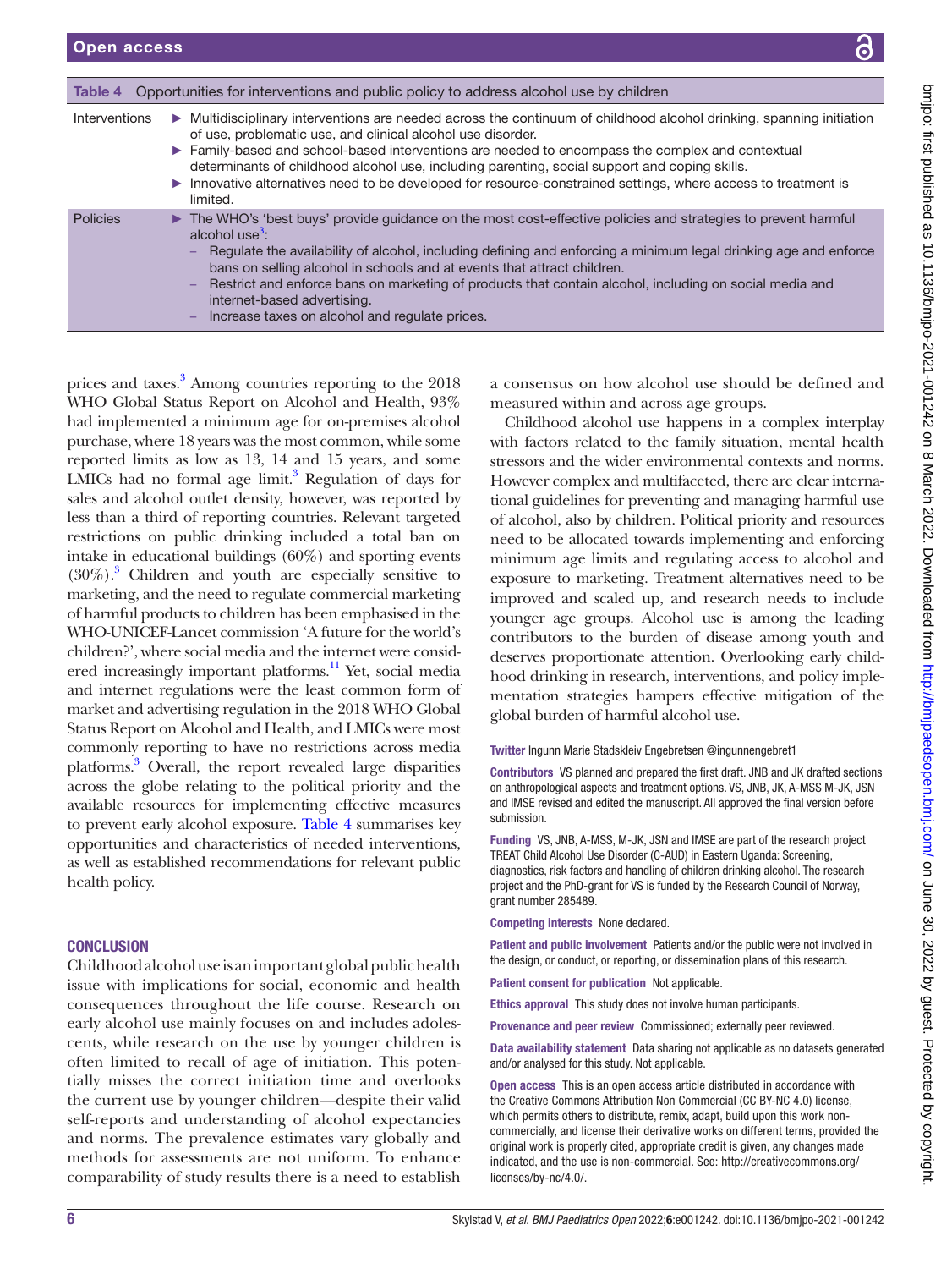**Table 4** Opportunities for interventions and public policy to address alcohol use by children

| | |
|---|---|
| Interventions | ► Multidisciplinary interventions are needed across the continuum of childhood alcohol drinking, spanning initiation of use, problematic use, and clinical alcohol use disorder. ► Family-based and school-based interventions are needed to encompass the complex and contextual determinants of childhood alcohol use, including parenting, social support and coping skills. ► Innovative alternatives need to be developed for resource-constrained settings, where access to treatment is limited. |
| Policies | ► The WHO's 'best buys' provide guidance on the most cost-effective policies and strategies to prevent harmful alcohol use[3]: – Regulate the availability of alcohol, including defining and enforcing a minimum legal drinking age and enforce bans on selling alcohol in schools and at events that attract children. – Restrict and enforce bans on marketing of products that contain alcohol, including on social media and internet-based advertising. – Increase taxes on alcohol and regulate prices. |

prices and taxes.[3] Among countries reporting to the 2018 WHO Global Status Report on Alcohol and Health, 93% had implemented a minimum age for on-premises alcohol purchase, where 18 years was the most common, while some reported limits as low as 13, 14 and 15 years, and some LMICs had no formal age limit.[3] Regulation of days for sales and alcohol outlet density, however, was reported by less than a third of reporting countries. Relevant targeted restrictions on public drinking included a total ban on intake in educational buildings (60%) and sporting events (30%).[3] Children and youth are especially sensitive to marketing, and the need to regulate commercial marketing of harmful products to children has been emphasised in the WHO-UNICEF-Lancet commission 'A future for the world's children?', where social media and the internet were considered increasingly important platforms.[11] Yet, social media and internet regulations were the least common form of market and advertising regulation in the 2018 WHO Global Status Report on Alcohol and Health, and LMICs were most commonly reporting to have no restrictions across media platforms.[3] Overall, the report revealed large disparities across the globe relating to the political priority and the available resources for implementing effective measures to prevent early alcohol exposure. Table 4 summarises key opportunities and characteristics of needed interventions, as well as established recommendations for relevant public health policy.

## CONCLUSION

Childhood alcohol use is an important global public health issue with implications for social, economic and health consequences throughout the life course. Research on early alcohol use mainly focuses on and includes adolescents, while research on the use by younger children is often limited to recall of age of initiation. This potentially misses the correct initiation time and overlooks the current use by younger children—despite their valid self-reports and understanding of alcohol expectancies and norms. The prevalence estimates vary globally and methods for assessments are not uniform. To enhance comparability of study results there is a need to establish a consensus on how alcohol use should be defined and measured within and across age groups.

Childhood alcohol use happens in a complex interplay with factors related to the family situation, mental health stressors and the wider environmental contexts and norms. However complex and multifaceted, there are clear international guidelines for preventing and managing harmful use of alcohol, also by children. Political priority and resources need to be allocated towards implementing and enforcing minimum age limits and regulating access to alcohol and exposure to marketing. Treatment alternatives need to be improved and scaled up, and research needs to include younger age groups. Alcohol use is among the leading contributors to the burden of disease among youth and deserves proportionate attention. Overlooking early childhood drinking in research, interventions, and policy implementation strategies hampers effective mitigation of the global burden of harmful alcohol use.

**Twitter** Ingunn Marie Stadskleiv Engebretsen @ingunnengebret1

**Contributors** VS planned and prepared the first draft. JNB and JK drafted sections on anthropological aspects and treatment options. VS, JNB, JK, A-MSS M-JK, JSN and IMSE revised and edited the manuscript. All approved the final version before submission.

**Funding** VS, JNB, A-MSS, M-JK, JSN and IMSE are part of the research project TREAT Child Alcohol Use Disorder (C-AUD) in Eastern Uganda: Screening, diagnostics, risk factors and handling of children drinking alcohol. The research project and the PhD-grant for VS is funded by the Research Council of Norway, grant number 285489.

**Competing interests** None declared.

**Patient and public involvement** Patients and/or the public were not involved in the design, or conduct, or reporting, or dissemination plans of this research.

**Patient consent for publication** Not applicable.

**Ethics approval** This study does not involve human participants.

**Provenance and peer review** Commissioned; externally peer reviewed.

**Data availability statement** Data sharing not applicable as no datasets generated and/or analysed for this study. Not applicable.

**Open access** This is an open access article distributed in accordance with the Creative Commons Attribution Non Commercial (CC BY-NC 4.0) license, which permits others to distribute, remix, adapt, build upon this work non-commercially, and license their derivative works on different terms, provided the original work is properly cited, appropriate credit is given, any changes made indicated, and the use is non-commercial. See: http://creativecommons.org/licenses/by-nc/4.0/.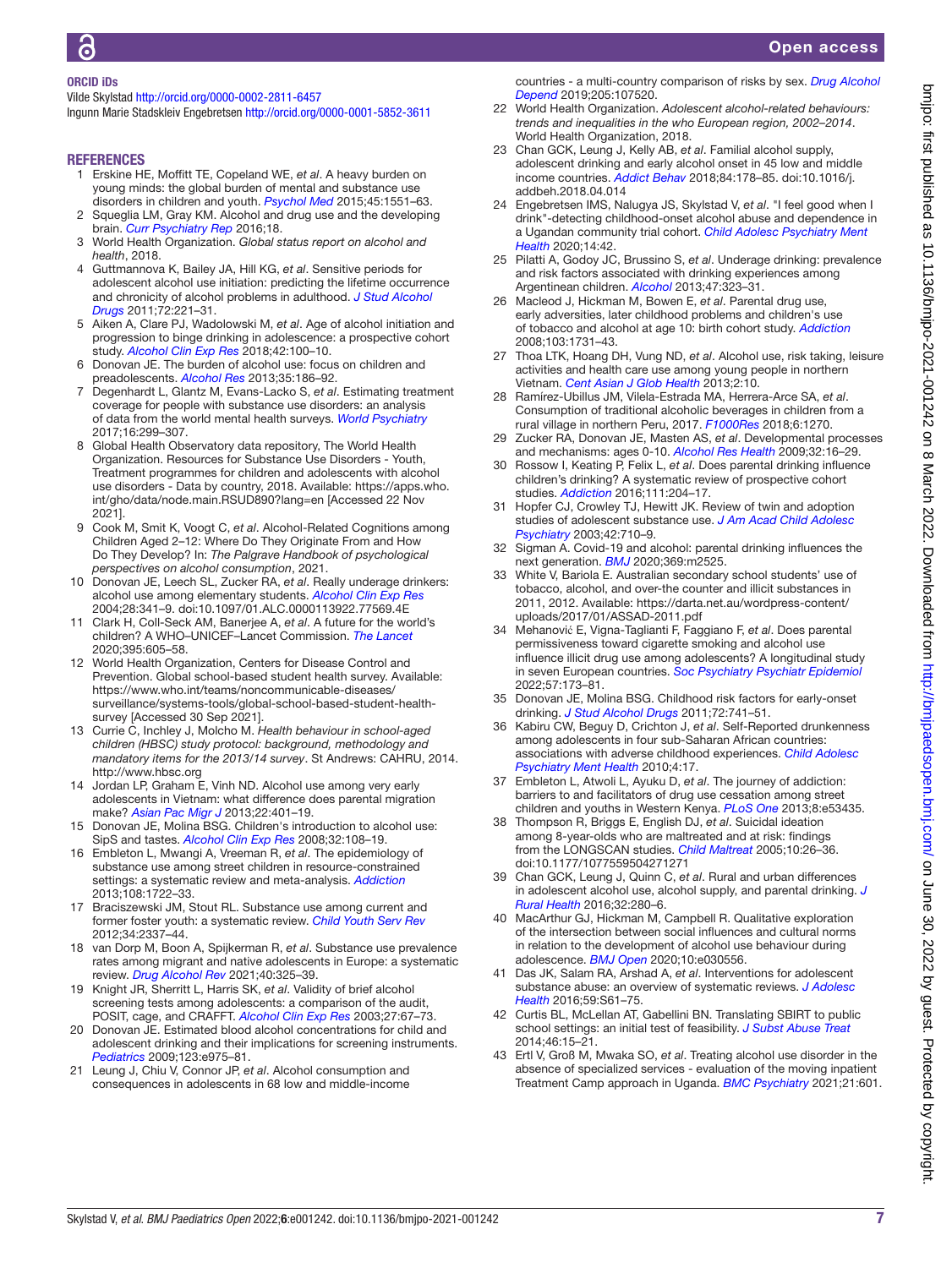## ORCID iDs

Vilde Skylstad http://orcid.org/0000-0002-2811-6457
Ingunn Marie Stadskleiv Engebretsen http://orcid.org/0000-0001-5852-3611

## REFERENCES

1. Erskine HE, Moffitt TE, Copeland WE, *et al*. A heavy burden on young minds: the global burden of mental and substance use disorders in children and youth. *Psychol Med* 2015;45:1551–63.
2. Squeglia LM, Gray KM. Alcohol and drug use and the developing brain. *Curr Psychiatry Rep* 2016;18.
3. World Health Organization. *Global status report on alcohol and health*, 2018.
4. Guttmannova K, Bailey JA, Hill KG, *et al*. Sensitive periods for adolescent alcohol use initiation: predicting the lifetime occurrence and chronicity of alcohol problems in adulthood. *J Stud Alcohol Drugs* 2011;72:221–31.
5. Aiken A, Clare PJ, Wadolowski M, *et al*. Age of alcohol initiation and progression to binge drinking in adolescence: a prospective cohort study. *Alcohol Clin Exp Res* 2018;42:100–10.
6. Donovan JE. The burden of alcohol use: focus on children and preadolescents. *Alcohol Res* 2013;35:186–92.
7. Degenhardt L, Glantz M, Evans-Lacko S, *et al*. Estimating treatment coverage for people with substance use disorders: an analysis of data from the world mental health surveys. *World Psychiatry* 2017;16:299–307.
8. Global Health Observatory data repository, The World Health Organization. Resources for Substance Use Disorders - Youth, Treatment programmes for children and adolescents with alcohol use disorders - Data by country, 2018. Available: https://apps.who.int/gho/data/node.main.RSUD890?lang=en [Accessed 22 Nov 2021].
9. Cook M, Smit K, Voogt C, *et al*. Alcohol-Related Cognitions among Children Aged 2–12: Where Do They Originate From and How Do They Develop? In: *The Palgrave Handbook of psychological perspectives on alcohol consumption*, 2021.
10. Donovan JE, Leech SL, Zucker RA, *et al*. Really underage drinkers: alcohol use among elementary students. *Alcohol Clin Exp Res* 2004;28:341–9. doi:10.1097/01.ALC.0000113922.77569.4E
11. Clark H, Coll-Seck AM, Banerjee A, *et al*. A future for the world's children? A WHO–UNICEF–Lancet Commission. *The Lancet* 2020;395:605–58.
12. World Health Organization, Centers for Disease Control and Prevention. Global school-based student health survey. Available: https://www.who.int/teams/noncommunicable-diseases/surveillance/systems-tools/global-school-based-student-health-survey [Accessed 30 Sep 2021].
13. Currie C, Inchley J, Molcho M. *Health behaviour in school-aged children (HBSC) study protocol: background, methodology and mandatory items for the 2013/14 survey*. St Andrews: CAHRU, 2014. http://www.hbsc.org
14. Jordan LP, Graham E, Vinh ND. Alcohol use among very early adolescents in Vietnam: what difference does parental migration make? *Asian Pac Migr J* 2013;22:401–19.
15. Donovan JE, Molina BSG. Children's introduction to alcohol use: SipS and tastes. *Alcohol Clin Exp Res* 2008;32:108–19.
16. Embleton L, Mwangi A, Vreeman R, *et al*. The epidemiology of substance use among street children in resource-constrained settings: a systematic review and meta-analysis. *Addiction* 2013;108:1722–33.
17. Braciszewski JM, Stout RL. Substance use among current and former foster youth: a systematic review. *Child Youth Serv Rev* 2012;34:2337–44.
18. van Dorp M, Boon A, Spijkerman R, *et al*. Substance use prevalence rates among migrant and native adolescents in Europe: a systematic review. *Drug Alcohol Rev* 2021;40:325–39.
19. Knight JR, Sherritt L, Harris SK, *et al*. Validity of brief alcohol screening tests among adolescents: a comparison of the audit, POSIT, cage, and CRAFFT. *Alcohol Clin Exp Res* 2003;27:67–73.
20. Donovan JE. Estimated blood alcohol concentrations for child and adolescent drinking and their implications for screening instruments. *Pediatrics* 2009;123:e975–81.
21. Leung J, Chiu V, Connor JP, *et al*. Alcohol consumption and consequences in adolescents in 68 low and middle-income countries - a multi-country comparison of risks by sex. *Drug Alcohol Depend* 2019;205:107520.
22. World Health Organization. *Adolescent alcohol-related behaviours: trends and inequalities in the who European region, 2002–2014*. World Health Organization, 2018.
23. Chan GCK, Leung J, Kelly AB, *et al*. Familial alcohol supply, adolescent drinking and early alcohol onset in 45 low and middle income countries. *Addict Behav* 2018;84:178–85. doi:10.1016/j.addbeh.2018.04.014
24. Engebretsen IMS, Nalugya JS, Skylstad V, *et al*. "I feel good when I drink"-detecting childhood-onset alcohol abuse and dependence in a Ugandan community trial cohort. *Child Adolesc Psychiatry Ment Health* 2020;14:42.
25. Pilatti A, Godoy JC, Brussino S, *et al*. Underage drinking: prevalence and risk factors associated with drinking experiences among Argentinean children. *Alcohol* 2013;47:323–31.
26. Macleod J, Hickman M, Bowen E, *et al*. Parental drug use, early adversities, later childhood problems and children's use of tobacco and alcohol at age 10: birth cohort study. *Addiction* 2008;103:1731–43.
27. Thoa LTK, Hoang DH, Vung ND, *et al*. Alcohol use, risk taking, leisure activities and health care use among young people in northern Vietnam. *Cent Asian J Glob Health* 2013;2:10.
28. Ramírez-Ubillus JM, Vilela-Estrada MA, Herrera-Arce SA, *et al*. Consumption of traditional alcoholic beverages in children from a rural village in northern Peru, 2017. *F1000Res* 2018;6:1270.
29. Zucker RA, Donovan JE, Masten AS, *et al*. Developmental processes and mechanisms: ages 0-10. *Alcohol Res Health* 2009;32:16–29.
30. Rossow I, Keating P, Felix L, *et al*. Does parental drinking influence children's drinking? A systematic review of prospective cohort studies. *Addiction* 2016;111:204–17.
31. Hopfer CJ, Crowley TJ, Hewitt JK. Review of twin and adoption studies of adolescent substance use. *J Am Acad Child Adolesc Psychiatry* 2003;42:710–9.
32. Sigman A. Covid-19 and alcohol: parental drinking influences the next generation. *BMJ* 2020;369:m2525.
33. White V, Bariola E. Australian secondary school students' use of tobacco, alcohol, and over-the counter and illicit substances in 2011, 2012. Available: https://darta.net.au/wordpress-content/uploads/2017/01/ASSAD-2011.pdf
34. Mehanović E, Vigna-Taglianti F, Faggiano F, *et al*. Does parental permissiveness toward cigarette smoking and alcohol use influence illicit drug use among adolescents? A longitudinal study in seven European countries. *Soc Psychiatry Psychiatr Epidemiol* 2022;57:173–81.
35. Donovan JE, Molina BSG. Childhood risk factors for early-onset drinking. *J Stud Alcohol Drugs* 2011;72:741–51.
36. Kabiru CW, Beguy D, Crichton J, *et al*. Self-Reported drunkenness among adolescents in four sub-Saharan African countries: associations with adverse childhood experiences. *Child Adolesc Psychiatry Ment Health* 2010;4:17.
37. Embleton L, Atwoli L, Ayuku D, *et al*. The journey of addiction: barriers to and facilitators of drug use cessation among street children and youths in Western Kenya. *PLoS One* 2013;8:e53435.
38. Thompson R, Briggs E, English DJ, *et al*. Suicidal ideation among 8-year-olds who are maltreated and at risk: findings from the LONGSCAN studies. *Child Maltreat* 2005;10:26–36. doi:10.1177/1077559504271271
39. Chan GCK, Leung J, Quinn C, *et al*. Rural and urban differences in adolescent alcohol use, alcohol supply, and parental drinking. *J Rural Health* 2016;32:280–6.
40. MacArthur GJ, Hickman M, Campbell R. Qualitative exploration of the intersection between social influences and cultural norms in relation to the development of alcohol use behaviour during adolescence. *BMJ Open* 2020;10:e030556.
41. Das JK, Salam RA, Arshad A, *et al*. Interventions for adolescent substance abuse: an overview of systematic reviews. *J Adolesc Health* 2016;59:S61–75.
42. Curtis BL, McLellan AT, Gabellini BN. Translating SBIRT to public school settings: an initial test of feasibility. *J Subst Abuse Treat* 2014;46:15–21.
43. Ertl V, Groß M, Mwaka SO, *et al*. Treating alcohol use disorder in the absence of specialized services - evaluation of the moving inpatient Treatment Camp approach in Uganda. *BMC Psychiatry* 2021;21:601.